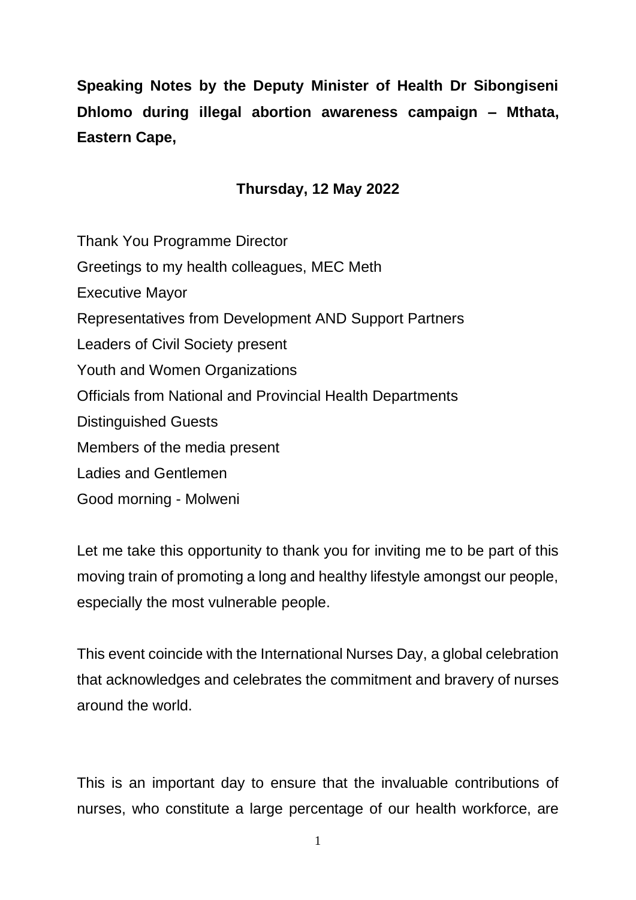**Speaking Notes by the Deputy Minister of Health Dr Sibongiseni Dhlomo during illegal abortion awareness campaign – Mthata, Eastern Cape,**

**Thursday, 12 May 2022**

Thank You Programme Director
Greetings to my health colleagues, MEC Meth
Executive Mayor
Representatives from Development AND Support Partners
Leaders of Civil Society present
Youth and Women Organizations
Officials from National and Provincial Health Departments
Distinguished Guests
Members of the media present
Ladies and Gentlemen
Good morning - Molweni

Let me take this opportunity to thank you for inviting me to be part of this moving train of promoting a long and healthy lifestyle amongst our people, especially the most vulnerable people.

This event coincide with the International Nurses Day, a global celebration that acknowledges and celebrates the commitment and bravery of nurses around the world.

This is an important day to ensure that the invaluable contributions of nurses, who constitute a large percentage of our health workforce, are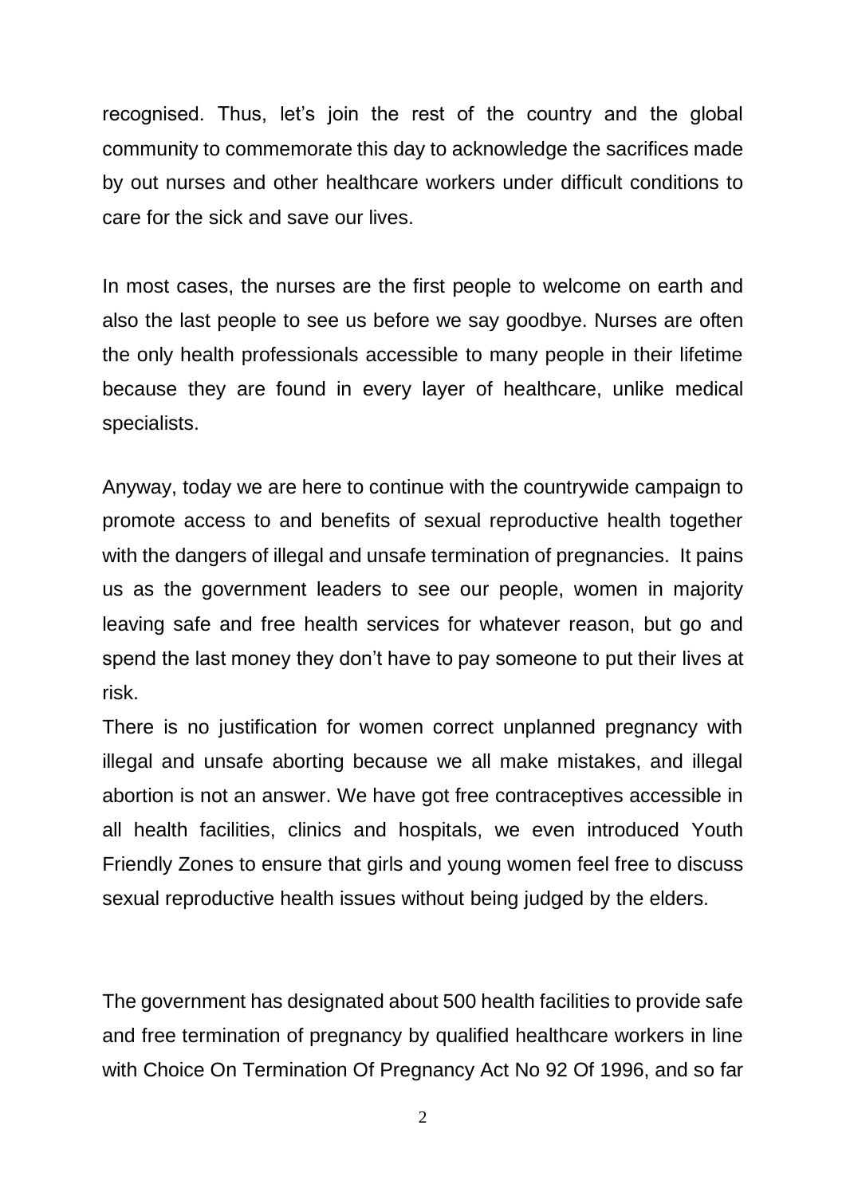recognised. Thus, let's join the rest of the country and the global community to commemorate this day to acknowledge the sacrifices made by out nurses and other healthcare workers under difficult conditions to care for the sick and save our lives.

In most cases, the nurses are the first people to welcome on earth and also the last people to see us before we say goodbye. Nurses are often the only health professionals accessible to many people in their lifetime because they are found in every layer of healthcare, unlike medical specialists.

Anyway, today we are here to continue with the countrywide campaign to promote access to and benefits of sexual reproductive health together with the dangers of illegal and unsafe termination of pregnancies. It pains us as the government leaders to see our people, women in majority leaving safe and free health services for whatever reason, but go and spend the last money they don't have to pay someone to put their lives at risk.

There is no justification for women correct unplanned pregnancy with illegal and unsafe aborting because we all make mistakes, and illegal abortion is not an answer. We have got free contraceptives accessible in all health facilities, clinics and hospitals, we even introduced Youth Friendly Zones to ensure that girls and young women feel free to discuss sexual reproductive health issues without being judged by the elders.

The government has designated about 500 health facilities to provide safe and free termination of pregnancy by qualified healthcare workers in line with Choice On Termination Of Pregnancy Act No 92 Of 1996, and so far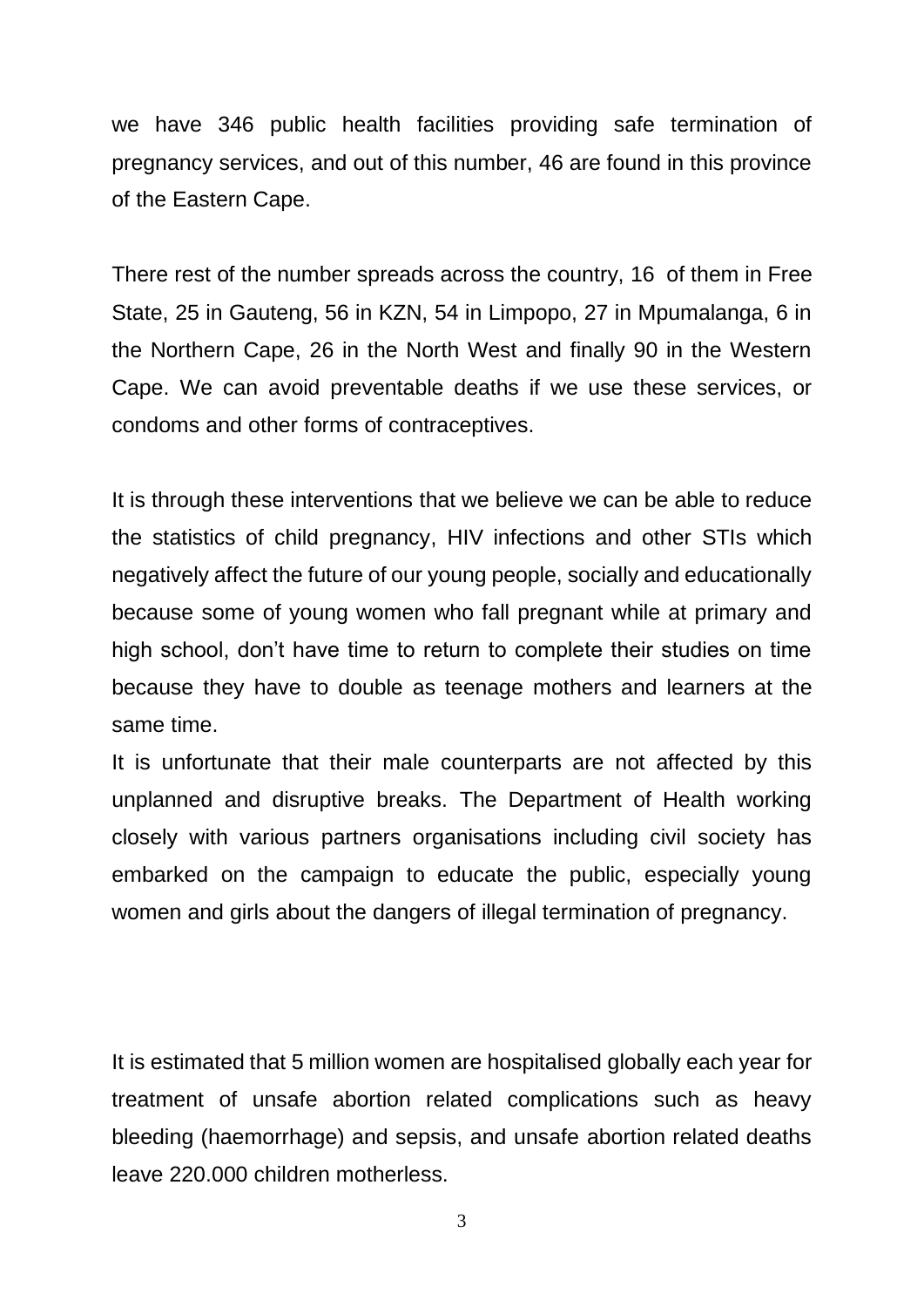we have 346 public health facilities providing safe termination of pregnancy services, and out of this number, 46 are found in this province of the Eastern Cape.

There rest of the number spreads across the country, 16 of them in Free State, 25 in Gauteng, 56 in KZN, 54 in Limpopo, 27 in Mpumalanga, 6 in the Northern Cape, 26 in the North West and finally 90 in the Western Cape. We can avoid preventable deaths if we use these services, or condoms and other forms of contraceptives.

It is through these interventions that we believe we can be able to reduce the statistics of child pregnancy, HIV infections and other STIs which negatively affect the future of our young people, socially and educationally because some of young women who fall pregnant while at primary and high school, don't have time to return to complete their studies on time because they have to double as teenage mothers and learners at the same time.

It is unfortunate that their male counterparts are not affected by this unplanned and disruptive breaks. The Department of Health working closely with various partners organisations including civil society has embarked on the campaign to educate the public, especially young women and girls about the dangers of illegal termination of pregnancy.

It is estimated that 5 million women are hospitalised globally each year for treatment of unsafe abortion related complications such as heavy bleeding (haemorrhage) and sepsis, and unsafe abortion related deaths leave 220.000 children motherless.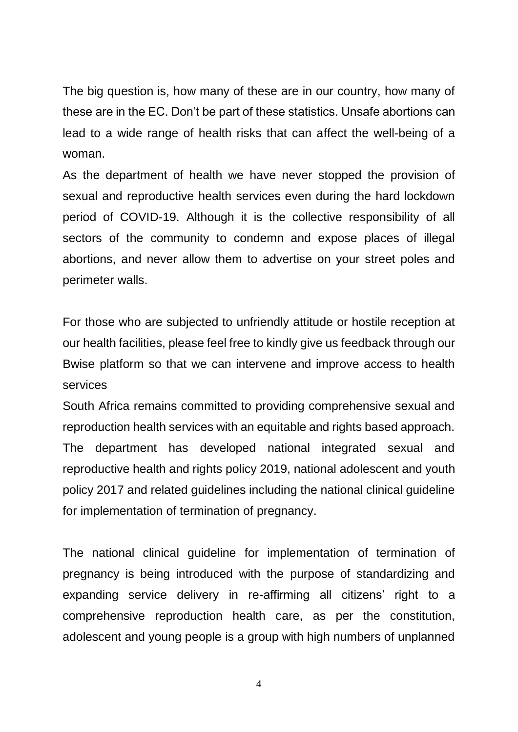The big question is, how many of these are in our country, how many of these are in the EC. Don't be part of these statistics. Unsafe abortions can lead to a wide range of health risks that can affect the well-being of a woman.

As the department of health we have never stopped the provision of sexual and reproductive health services even during the hard lockdown period of COVID-19. Although it is the collective responsibility of all sectors of the community to condemn and expose places of illegal abortions, and never allow them to advertise on your street poles and perimeter walls.

For those who are subjected to unfriendly attitude or hostile reception at our health facilities, please feel free to kindly give us feedback through our Bwise platform so that we can intervene and improve access to health services

South Africa remains committed to providing comprehensive sexual and reproduction health services with an equitable and rights based approach. The department has developed national integrated sexual and reproductive health and rights policy 2019, national adolescent and youth policy 2017 and related guidelines including the national clinical guideline for implementation of termination of pregnancy.

The national clinical guideline for implementation of termination of pregnancy is being introduced with the purpose of standardizing and expanding service delivery in re-affirming all citizens' right to a comprehensive reproduction health care, as per the constitution, adolescent and young people is a group with high numbers of unplanned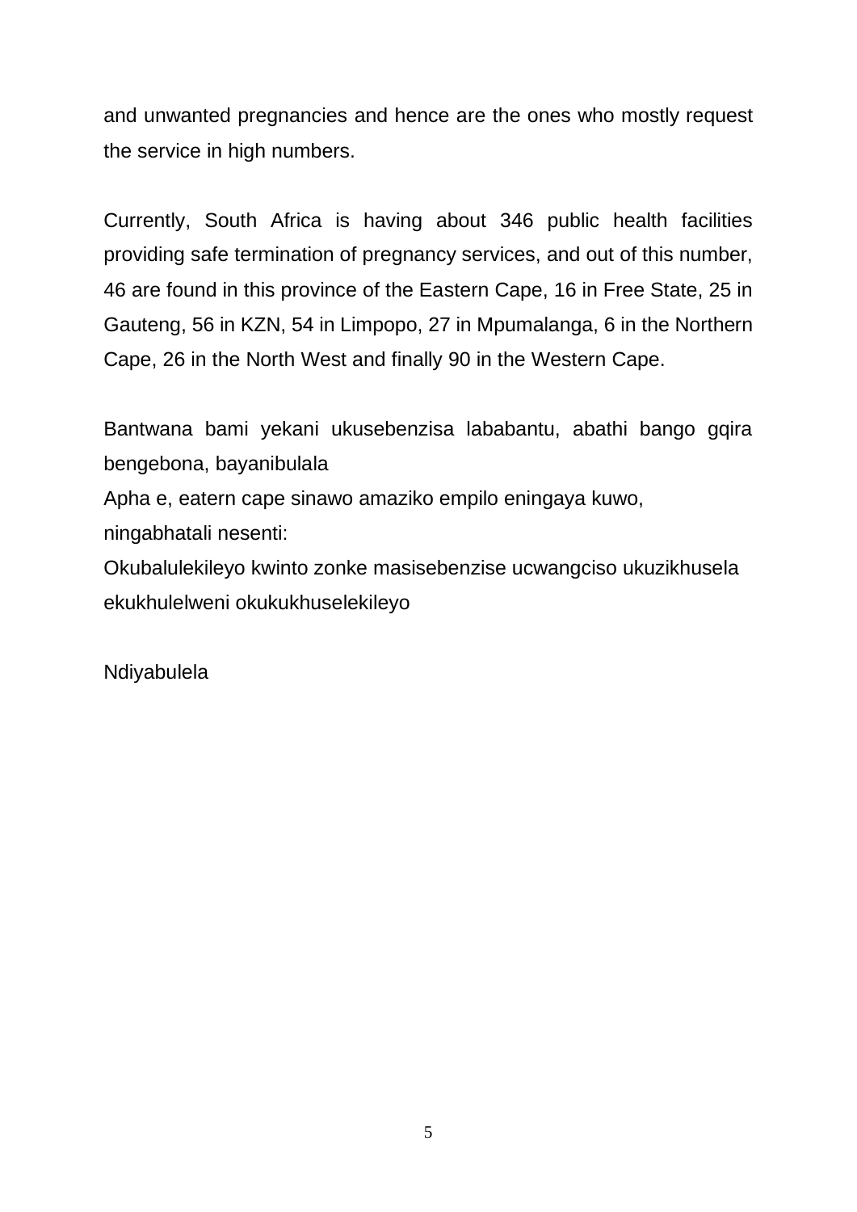and unwanted pregnancies and hence are the ones who mostly request the service in high numbers.

Currently, South Africa is having about 346 public health facilities providing safe termination of pregnancy services, and out of this number, 46 are found in this province of the Eastern Cape, 16 in Free State, 25 in Gauteng, 56 in KZN, 54 in Limpopo, 27 in Mpumalanga, 6 in the Northern Cape, 26 in the North West and finally 90 in the Western Cape.

Bantwana bami yekani ukusebenzisa lababantu, abathi bango gqira bengebona, bayanibulala
Apha e, eatern cape sinawo amaziko empilo eningaya kuwo,
ningabhatali nesenti:
Okubalulekileyo kwinto zonke masisebenzise ucwangciso ukuzikhusela ekukhulelweni okukukhuselekileyo

Ndiyabulela